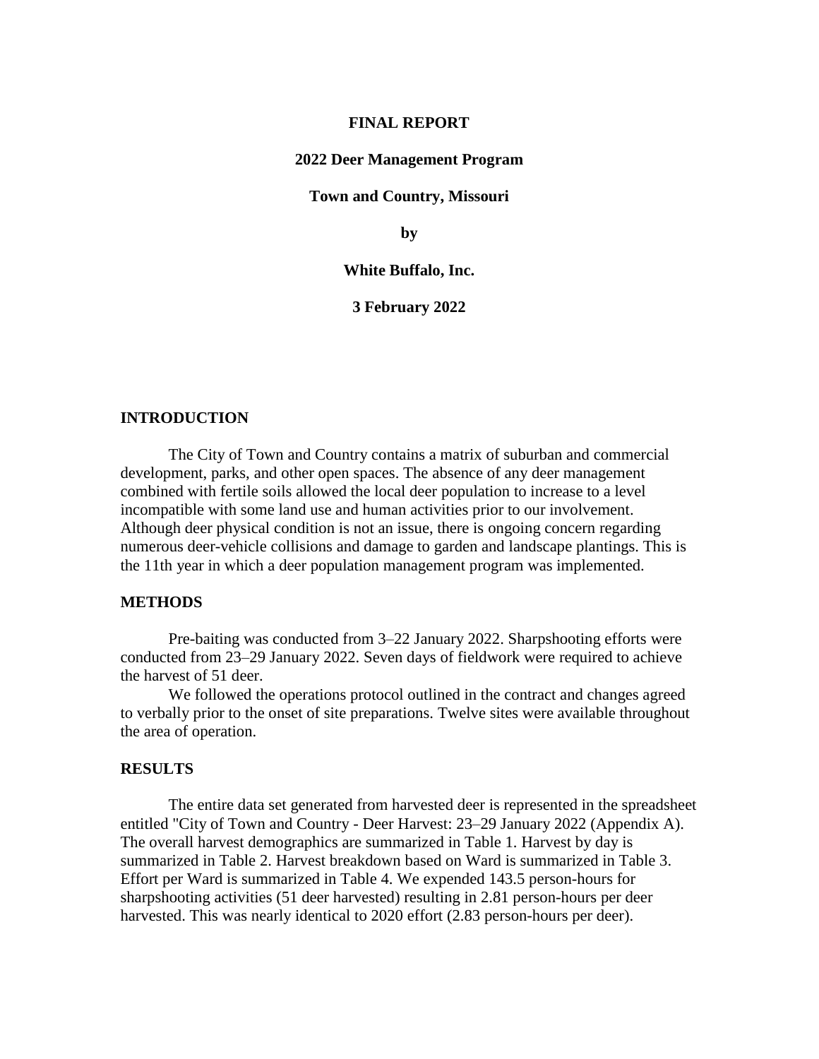**FINAL REPORT**

**2022 Deer Management Program**

**Town and Country, Missouri**

**by**

**White Buffalo, Inc.**

**3 February 2022**

## INTRODUCTION

The City of Town and Country contains a matrix of suburban and commercial development, parks, and other open spaces. The absence of any deer management combined with fertile soils allowed the local deer population to increase to a level incompatible with some land use and human activities prior to our involvement. Although deer physical condition is not an issue, there is ongoing concern regarding numerous deer-vehicle collisions and damage to garden and landscape plantings. This is the 11th year in which a deer population management program was implemented.

## METHODS

Pre-baiting was conducted from 3–22 January 2022. Sharpshooting efforts were conducted from 23–29 January 2022. Seven days of fieldwork were required to achieve the harvest of 51 deer.

We followed the operations protocol outlined in the contract and changes agreed to verbally prior to the onset of site preparations. Twelve sites were available throughout the area of operation.

## RESULTS

The entire data set generated from harvested deer is represented in the spreadsheet entitled "City of Town and Country - Deer Harvest: 23–29 January 2022 (Appendix A). The overall harvest demographics are summarized in Table 1. Harvest by day is summarized in Table 2. Harvest breakdown based on Ward is summarized in Table 3. Effort per Ward is summarized in Table 4. We expended 143.5 person-hours for sharpshooting activities (51 deer harvested) resulting in 2.81 person-hours per deer harvested. This was nearly identical to 2020 effort (2.83 person-hours per deer).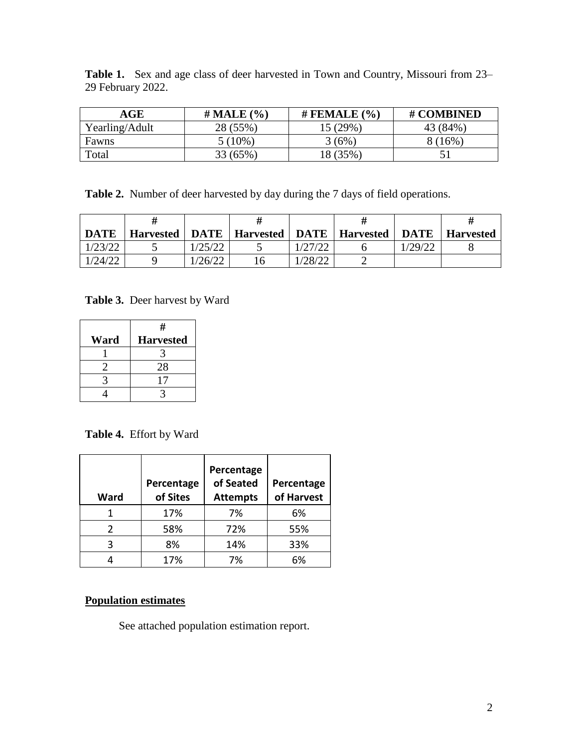**Table 1.** Sex and age class of deer harvested in Town and Country, Missouri from 23–29 February 2022.

| AGE | # MALE (%) | # FEMALE (%) | # COMBINED |
|---|---|---|---|
| Yearling/Adult | 28 (55%) | 15 (29%) | 43 (84%) |
| Fawns | 5 (10%) | 3 (6%) | 8 (16%) |
| Total | 33 (65%) | 18 (35%) | 51 |

**Table 2.** Number of deer harvested by day during the 7 days of field operations.

| DATE | # Harvested | DATE | # Harvested | DATE | # Harvested | DATE | # Harvested |
|---|---|---|---|---|---|---|---|
| 1/23/22 | 5 | 1/25/22 | 5 | 1/27/22 | 6 | 1/29/22 | 8 |
| 1/24/22 | 9 | 1/26/22 | 16 | 1/28/22 | 2 | | |

**Table 3.** Deer harvest by Ward

| Ward | # Harvested |
|---|---|
| 1 | 3 |
| 2 | 28 |
| 3 | 17 |
| 4 | 3 |

**Table 4.** Effort by Ward

| Ward | Percentage of Sites | Percentage of Seated Attempts | Percentage of Harvest |
|---|---|---|---|
| 1 | 17% | 7% | 6% |
| 2 | 58% | 72% | 55% |
| 3 | 8% | 14% | 33% |
| 4 | 17% | 7% | 6% |

**Population estimates**

See attached population estimation report.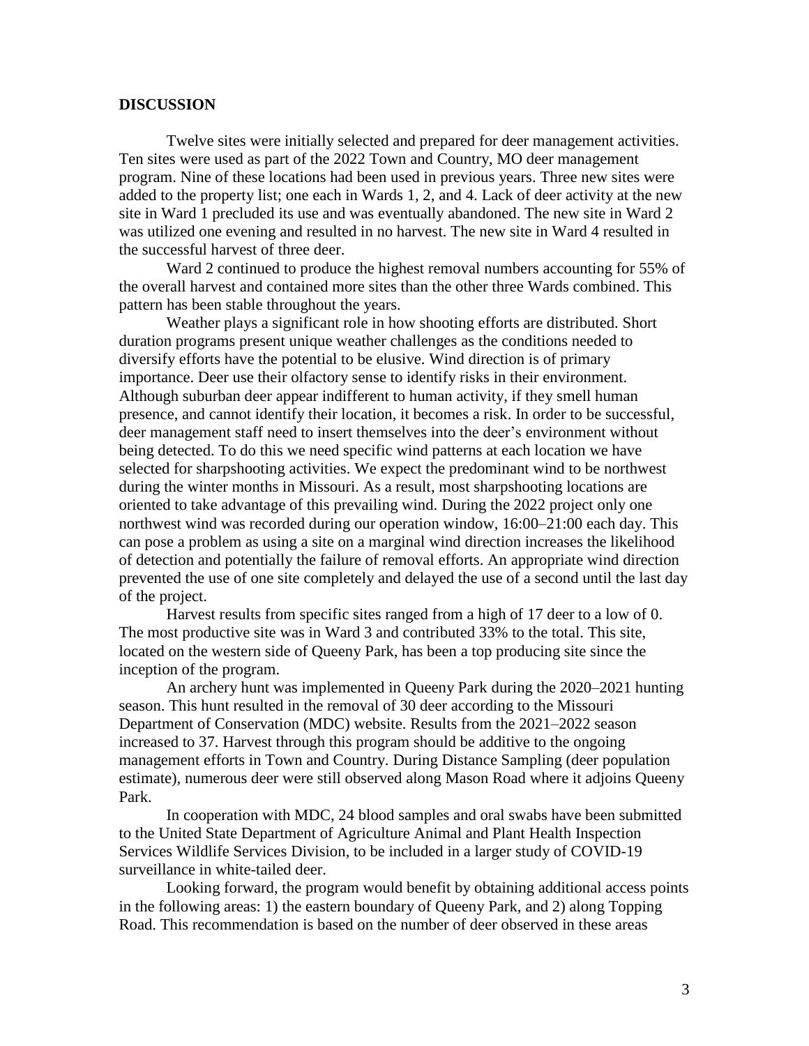## DISCUSSION

Twelve sites were initially selected and prepared for deer management activities. Ten sites were used as part of the 2022 Town and Country, MO deer management program. Nine of these locations had been used in previous years. Three new sites were added to the property list; one each in Wards 1, 2, and 4. Lack of deer activity at the new site in Ward 1 precluded its use and was eventually abandoned. The new site in Ward 2 was utilized one evening and resulted in no harvest. The new site in Ward 4 resulted in the successful harvest of three deer.

Ward 2 continued to produce the highest removal numbers accounting for 55% of the overall harvest and contained more sites than the other three Wards combined. This pattern has been stable throughout the years.

Weather plays a significant role in how shooting efforts are distributed. Short duration programs present unique weather challenges as the conditions needed to diversify efforts have the potential to be elusive. Wind direction is of primary importance. Deer use their olfactory sense to identify risks in their environment. Although suburban deer appear indifferent to human activity, if they smell human presence, and cannot identify their location, it becomes a risk. In order to be successful, deer management staff need to insert themselves into the deer's environment without being detected. To do this we need specific wind patterns at each location we have selected for sharpshooting activities. We expect the predominant wind to be northwest during the winter months in Missouri. As a result, most sharpshooting locations are oriented to take advantage of this prevailing wind. During the 2022 project only one northwest wind was recorded during our operation window, 16:00–21:00 each day. This can pose a problem as using a site on a marginal wind direction increases the likelihood of detection and potentially the failure of removal efforts. An appropriate wind direction prevented the use of one site completely and delayed the use of a second until the last day of the project.

Harvest results from specific sites ranged from a high of 17 deer to a low of 0. The most productive site was in Ward 3 and contributed 33% to the total. This site, located on the western side of Queeny Park, has been a top producing site since the inception of the program.

An archery hunt was implemented in Queeny Park during the 2020–2021 hunting season. This hunt resulted in the removal of 30 deer according to the Missouri Department of Conservation (MDC) website. Results from the 2021–2022 season increased to 37. Harvest through this program should be additive to the ongoing management efforts in Town and Country. During Distance Sampling (deer population estimate), numerous deer were still observed along Mason Road where it adjoins Queeny Park.

In cooperation with MDC, 24 blood samples and oral swabs have been submitted to the United State Department of Agriculture Animal and Plant Health Inspection Services Wildlife Services Division, to be included in a larger study of COVID-19 surveillance in white-tailed deer.

Looking forward, the program would benefit by obtaining additional access points in the following areas: 1) the eastern boundary of Queeny Park, and 2) along Topping Road. This recommendation is based on the number of deer observed in these areas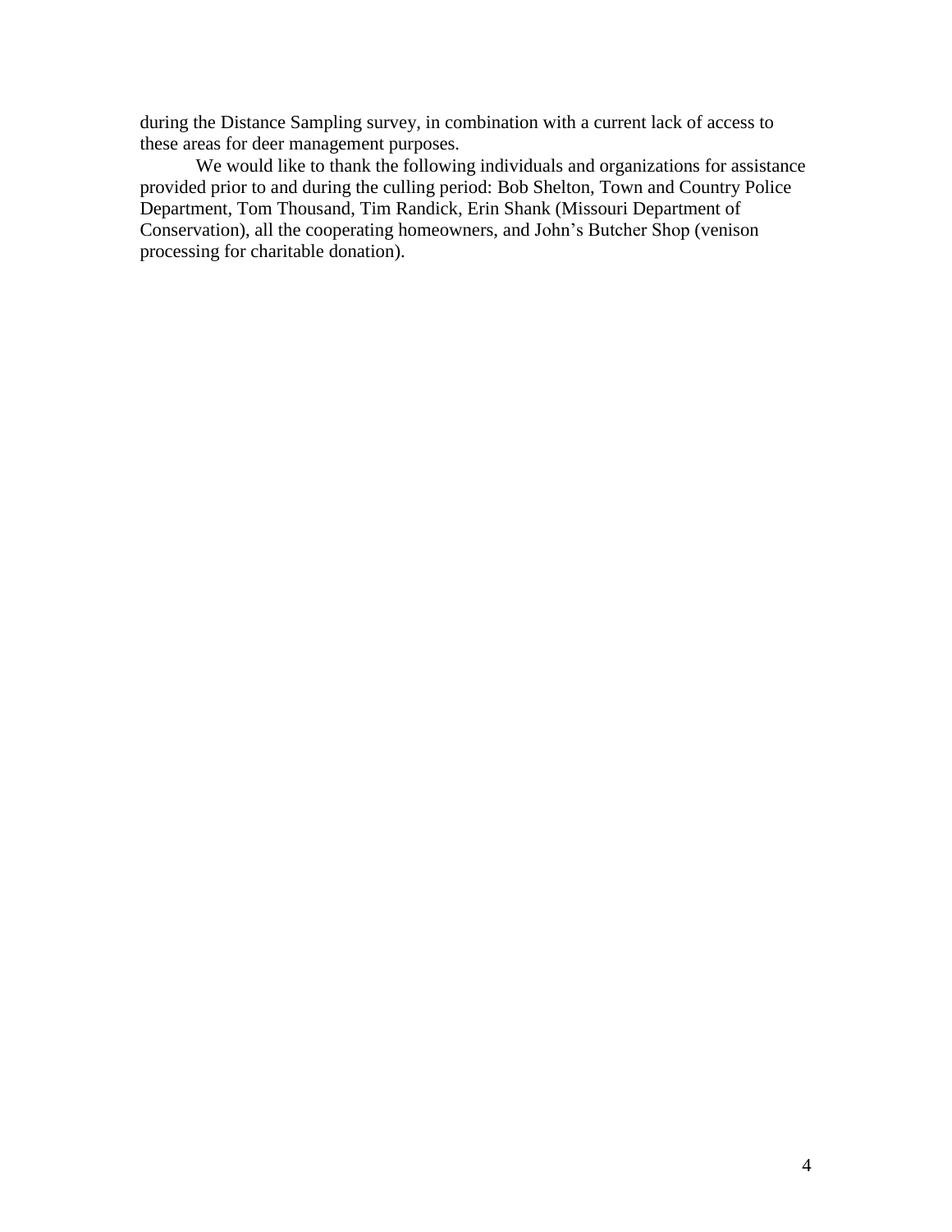during the Distance Sampling survey, in combination with a current lack of access to these areas for deer management purposes.

We would like to thank the following individuals and organizations for assistance provided prior to and during the culling period: Bob Shelton, Town and Country Police Department, Tom Thousand, Tim Randick, Erin Shank (Missouri Department of Conservation), all the cooperating homeowners, and John's Butcher Shop (venison processing for charitable donation).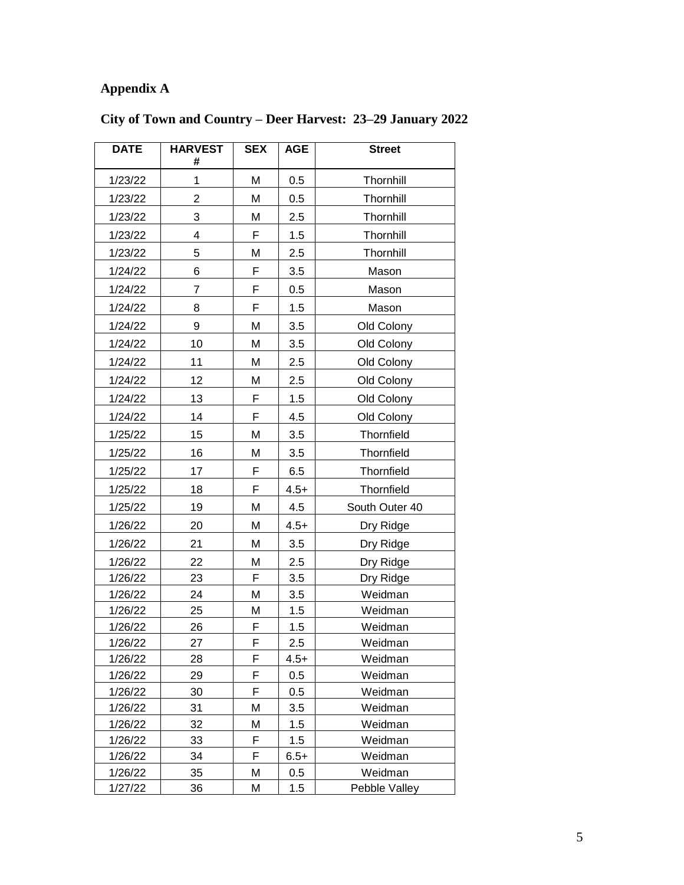## Appendix A

## City of Town and Country – Deer Harvest:  23–29 January 2022

| DATE | HARVEST # | SEX | AGE | Street |
|---|---|---|---|---|
| 1/23/22 | 1 | M | 0.5 | Thornhill |
| 1/23/22 | 2 | M | 0.5 | Thornhill |
| 1/23/22 | 3 | M | 2.5 | Thornhill |
| 1/23/22 | 4 | F | 1.5 | Thornhill |
| 1/23/22 | 5 | M | 2.5 | Thornhill |
| 1/24/22 | 6 | F | 3.5 | Mason |
| 1/24/22 | 7 | F | 0.5 | Mason |
| 1/24/22 | 8 | F | 1.5 | Mason |
| 1/24/22 | 9 | M | 3.5 | Old Colony |
| 1/24/22 | 10 | M | 3.5 | Old Colony |
| 1/24/22 | 11 | M | 2.5 | Old Colony |
| 1/24/22 | 12 | M | 2.5 | Old Colony |
| 1/24/22 | 13 | F | 1.5 | Old Colony |
| 1/24/22 | 14 | F | 4.5 | Old Colony |
| 1/25/22 | 15 | M | 3.5 | Thornfield |
| 1/25/22 | 16 | M | 3.5 | Thornfield |
| 1/25/22 | 17 | F | 6.5 | Thornfield |
| 1/25/22 | 18 | F | 4.5+ | Thornfield |
| 1/25/22 | 19 | M | 4.5 | South Outer 40 |
| 1/26/22 | 20 | M | 4.5+ | Dry Ridge |
| 1/26/22 | 21 | M | 3.5 | Dry Ridge |
| 1/26/22 | 22 | M | 2.5 | Dry Ridge |
| 1/26/22 | 23 | F | 3.5 | Dry Ridge |
| 1/26/22 | 24 | M | 3.5 | Weidman |
| 1/26/22 | 25 | M | 1.5 | Weidman |
| 1/26/22 | 26 | F | 1.5 | Weidman |
| 1/26/22 | 27 | F | 2.5 | Weidman |
| 1/26/22 | 28 | F | 4.5+ | Weidman |
| 1/26/22 | 29 | F | 0.5 | Weidman |
| 1/26/22 | 30 | F | 0.5 | Weidman |
| 1/26/22 | 31 | M | 3.5 | Weidman |
| 1/26/22 | 32 | M | 1.5 | Weidman |
| 1/26/22 | 33 | F | 1.5 | Weidman |
| 1/26/22 | 34 | F | 6.5+ | Weidman |
| 1/26/22 | 35 | M | 0.5 | Weidman |
| 1/27/22 | 36 | M | 1.5 | Pebble Valley |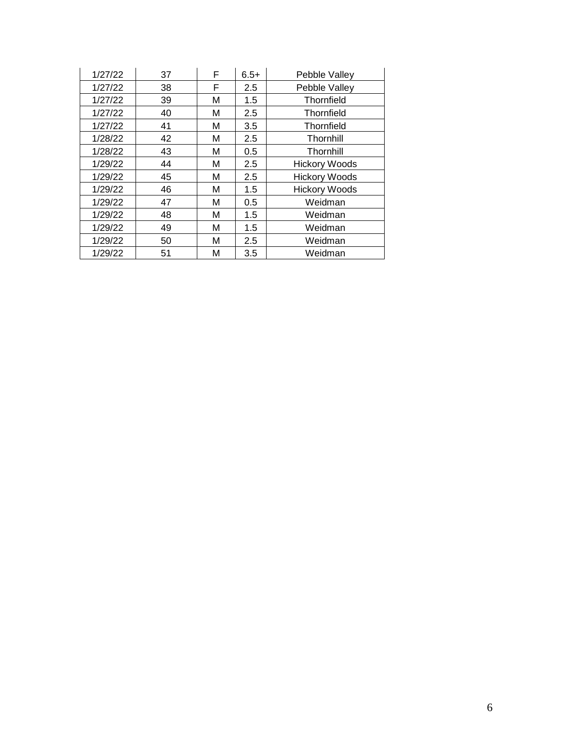| | | | | |
|---|---|---|---|---|
| 1/27/22 | 37 | F | 6.5+ | Pebble Valley |
| 1/27/22 | 38 | F | 2.5 | Pebble Valley |
| 1/27/22 | 39 | M | 1.5 | Thornfield |
| 1/27/22 | 40 | M | 2.5 | Thornfield |
| 1/27/22 | 41 | M | 3.5 | Thornfield |
| 1/28/22 | 42 | M | 2.5 | Thornhill |
| 1/28/22 | 43 | M | 0.5 | Thornhill |
| 1/29/22 | 44 | M | 2.5 | Hickory Woods |
| 1/29/22 | 45 | M | 2.5 | Hickory Woods |
| 1/29/22 | 46 | M | 1.5 | Hickory Woods |
| 1/29/22 | 47 | M | 0.5 | Weidman |
| 1/29/22 | 48 | M | 1.5 | Weidman |
| 1/29/22 | 49 | M | 1.5 | Weidman |
| 1/29/22 | 50 | M | 2.5 | Weidman |
| 1/29/22 | 51 | M | 3.5 | Weidman |